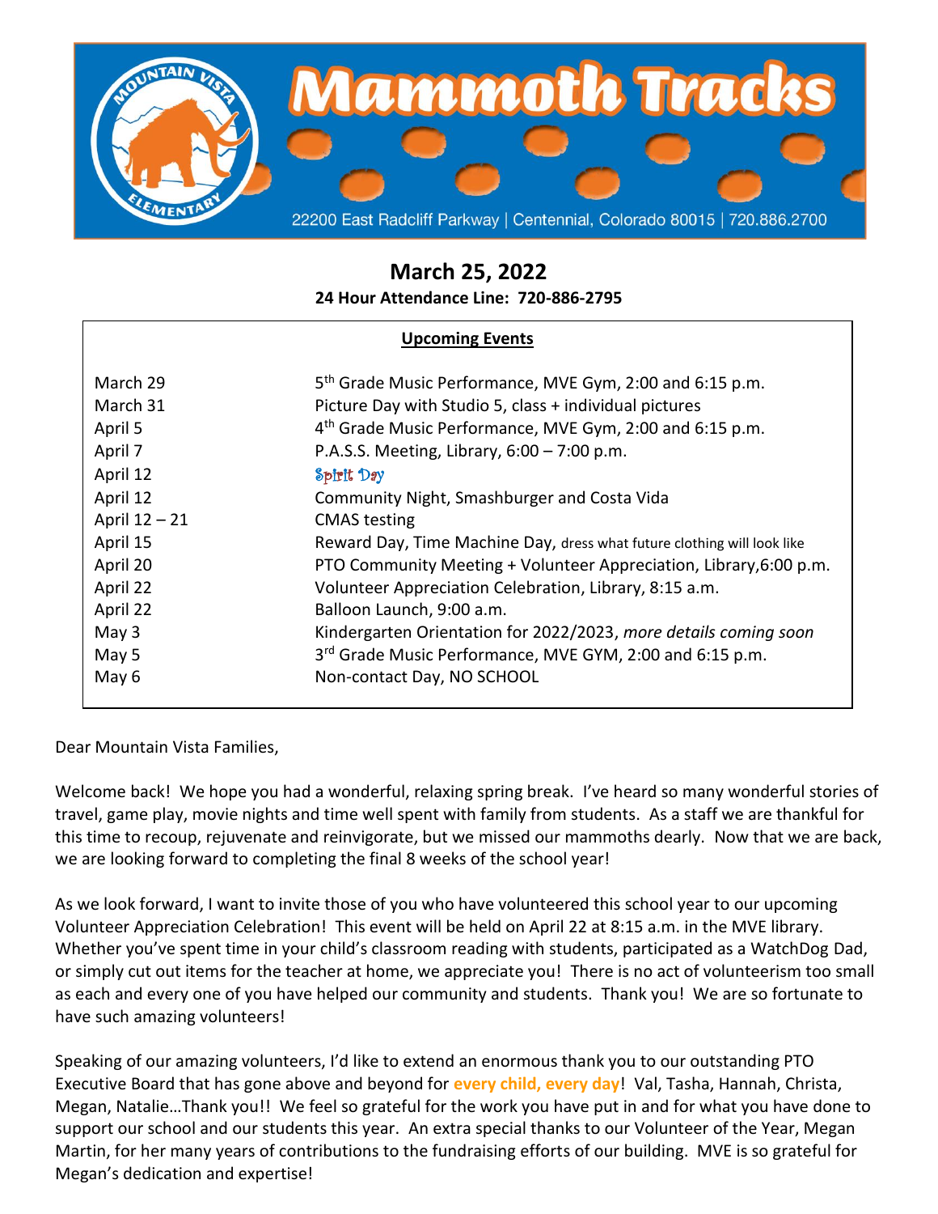# Mammoth Tracks

22200 East Radcliff Parkway | Centennial, Colorado 80015 | 720.886.2700

## March 25, 2022

**24 Hour Attendance Line: 720-886-2795**

**Upcoming Events**

| | |
|---|---|
| March 29 | 5th Grade Music Performance, MVE Gym, 2:00 and 6:15 p.m. |
| March 31 | Picture Day with Studio 5, class + individual pictures |
| April 5 | 4th Grade Music Performance, MVE Gym, 2:00 and 6:15 p.m. |
| April 7 | P.A.S.S. Meeting, Library, 6:00 – 7:00 p.m. |
| April 12 | Spirit Day |
| April 12 | Community Night, Smashburger and Costa Vida |
| April 12 – 21 | CMAS testing |
| April 15 | Reward Day, Time Machine Day, dress what future clothing will look like |
| April 20 | PTO Community Meeting + Volunteer Appreciation, Library,6:00 p.m. |
| April 22 | Volunteer Appreciation Celebration, Library, 8:15 a.m. |
| April 22 | Balloon Launch, 9:00 a.m. |
| May 3 | Kindergarten Orientation for 2022/2023, *more details coming soon* |
| May 5 | 3rd Grade Music Performance, MVE GYM, 2:00 and 6:15 p.m. |
| May 6 | Non-contact Day, NO SCHOOL |

Dear Mountain Vista Families,

Welcome back! We hope you had a wonderful, relaxing spring break. I've heard so many wonderful stories of travel, game play, movie nights and time well spent with family from students. As a staff we are thankful for this time to recoup, rejuvenate and reinvigorate, but we missed our mammoths dearly. Now that we are back, we are looking forward to completing the final 8 weeks of the school year!

As we look forward, I want to invite those of you who have volunteered this school year to our upcoming Volunteer Appreciation Celebration! This event will be held on April 22 at 8:15 a.m. in the MVE library. Whether you've spent time in your child's classroom reading with students, participated as a WatchDog Dad, or simply cut out items for the teacher at home, we appreciate you! There is no act of volunteerism too small as each and every one of you have helped our community and students. Thank you! We are so fortunate to have such amazing volunteers!

Speaking of our amazing volunteers, I'd like to extend an enormous thank you to our outstanding PTO Executive Board that has gone above and beyond for **every child, every day**! Val, Tasha, Hannah, Christa, Megan, Natalie…Thank you!! We feel so grateful for the work you have put in and for what you have done to support our school and our students this year. An extra special thanks to our Volunteer of the Year, Megan Martin, for her many years of contributions to the fundraising efforts of our building. MVE is so grateful for Megan's dedication and expertise!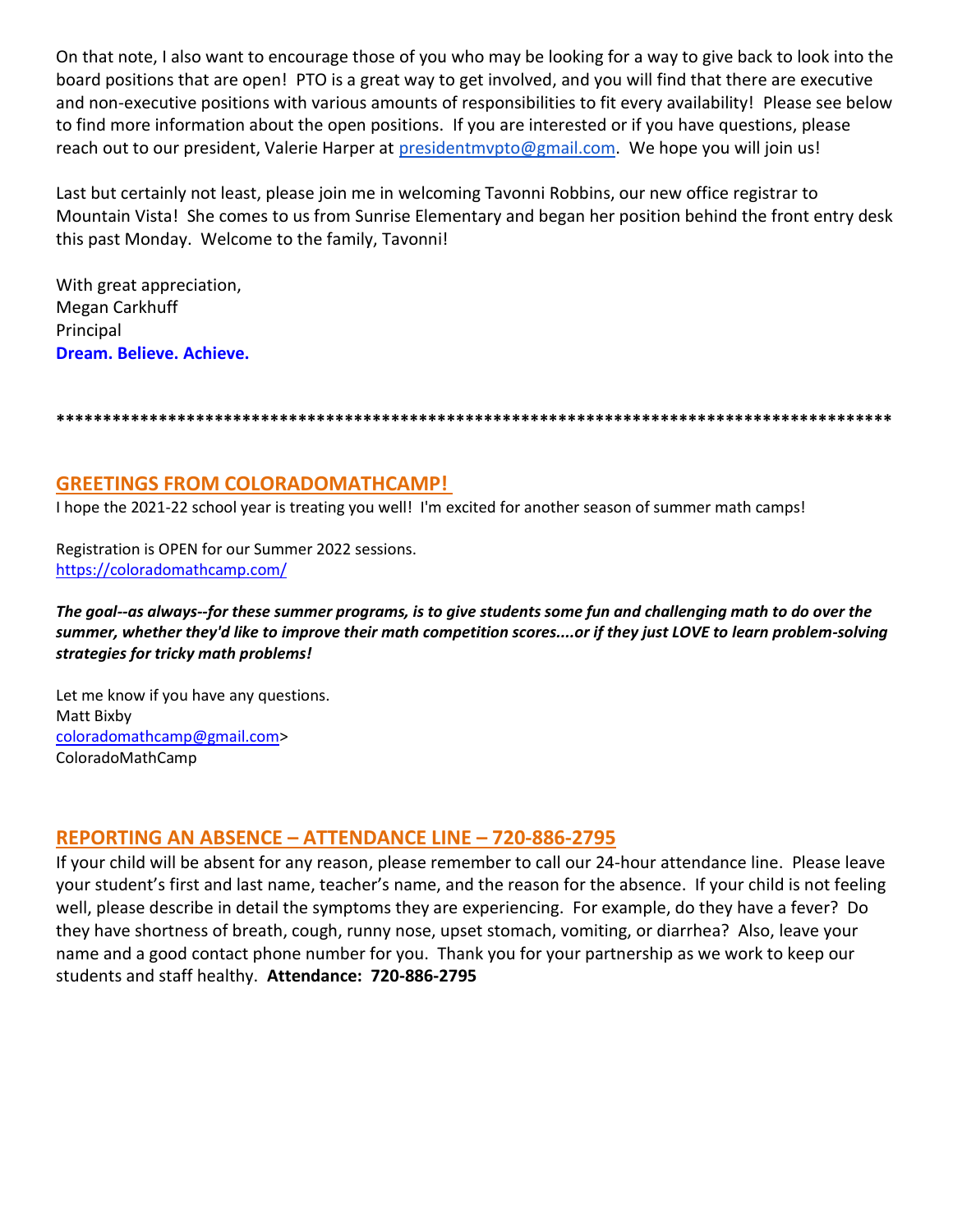On that note, I also want to encourage those of you who may be looking for a way to give back to look into the board positions that are open! PTO is a great way to get involved, and you will find that there are executive and non-executive positions with various amounts of responsibilities to fit every availability! Please see below to find more information about the open positions. If you are interested or if you have questions, please reach out to our president, Valerie Harper at presidentmvpto@gmail.com. We hope you will join us!

Last but certainly not least, please join me in welcoming Tavonni Robbins, our new office registrar to Mountain Vista! She comes to us from Sunrise Elementary and began her position behind the front entry desk this past Monday. Welcome to the family, Tavonni!

With great appreciation,
Megan Carkhuff
Principal
**Dream. Believe. Achieve.**

******************************************************************************************

## GREETINGS FROM COLORADOMATHCAMP!

I hope the 2021-22 school year is treating you well! I'm excited for another season of summer math camps!

Registration is OPEN for our Summer 2022 sessions.
https://coloradomathcamp.com/

***The goal--as always--for these summer programs, is to give students some fun and challenging math to do over the summer, whether they'd like to improve their math competition scores....or if they just LOVE to learn problem-solving strategies for tricky math problems!***

Let me know if you have any questions.
Matt Bixby
coloradomathcamp@gmail.com>
ColoradoMathCamp

## REPORTING AN ABSENCE – ATTENDANCE LINE – 720-886-2795

If your child will be absent for any reason, please remember to call our 24-hour attendance line. Please leave your student's first and last name, teacher's name, and the reason for the absence. If your child is not feeling well, please describe in detail the symptoms they are experiencing. For example, do they have a fever? Do they have shortness of breath, cough, runny nose, upset stomach, vomiting, or diarrhea? Also, leave your name and a good contact phone number for you. Thank you for your partnership as we work to keep our students and staff healthy. **Attendance: 720-886-2795**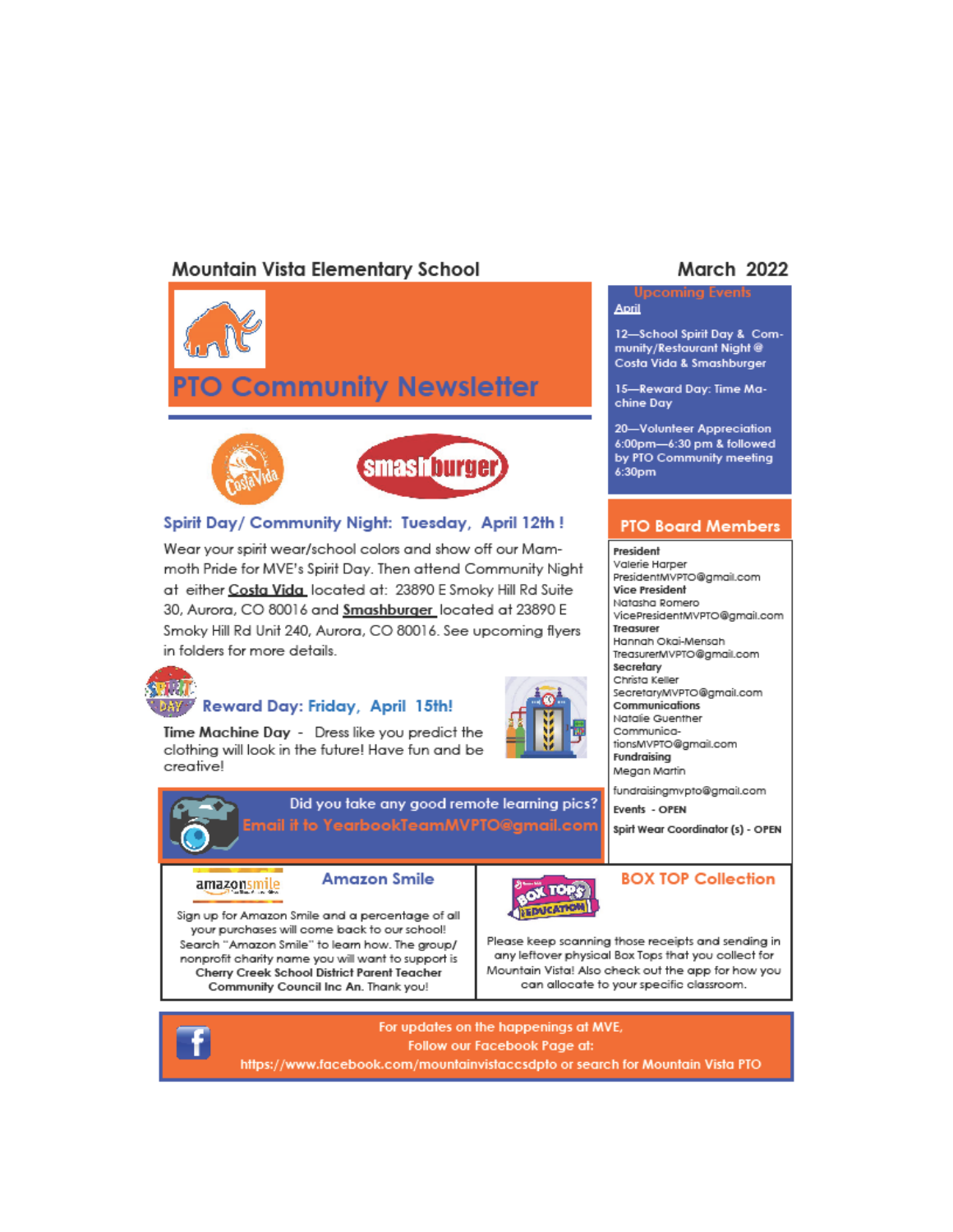# Mountain Vista Elementary School

**March 2022**

## PTO Community Newsletter

### Spirit Day/ Community Night: Tuesday, April 12th !

Wear your spirit wear/school colors and show off our Mammoth Pride for MVE's Spirit Day. Then attend Community Night at either **Costa Vida** located at: 23890 E Smoky Hill Rd Suite 30, Aurora, CO 80016 and **Smashburger** located at 23890 E Smoky Hill Rd Unit 240, Aurora, CO 80016. See upcoming flyers in folders for more details.

### Reward Day: Friday, April 15th!

**Time Machine Day** - Dress like you predict the clothing will look in the future! Have fun and be creative!

**Did you take any good remote learning pics? Email it to YearbookTeamMVPTO@gmail.com**

### Amazon Smile

Sign up for Amazon Smile and a percentage of all your purchases will come back to our school! Search "Amazon Smile" to learn how. The group/ nonprofit charity name you will want to support is **Cherry Creek School District Parent Teacher Community Council Inc An.** Thank you!

### BOX TOP Collection

Please keep scanning those receipts and sending in any leftover physical Box Tops that you collect for Mountain Vista! Also check out the app for how you can allocate to your specific classroom.

## Upcoming Events

**April**

- 12—School Spirit Day & Community/Restaurant Night @ Costa Vida & Smashburger
- 15—Reward Day: Time Machine Day
- 20—Volunteer Appreciation 6:00pm—6:30 pm & followed by PTO Community meeting 6:30pm

## PTO Board Members

**President**
Valerie Harper
PresidentMVPTO@gmail.com

**Vice President**
Natasha Romero
VicePresidentMVPTO@gmail.com

**Treasurer**
Hannah Okai-Mensah
TreasurerMVPTO@gmail.com

**Secretary**
Christa Keller
SecretaryMVPTO@gmail.com

**Communications**
Natalie Guenther
CommunicationsMVPTO@gmail.com

**Fundraising**
Megan Martin
fundraisingmvpto@gmail.com

**Events - OPEN**

**Spirit Wear Coordinator (s) - OPEN**

For updates on the happenings at MVE,
Follow our Facebook Page at:
https://www.facebook.com/mountainvistaccsdpto or search for Mountain Vista PTO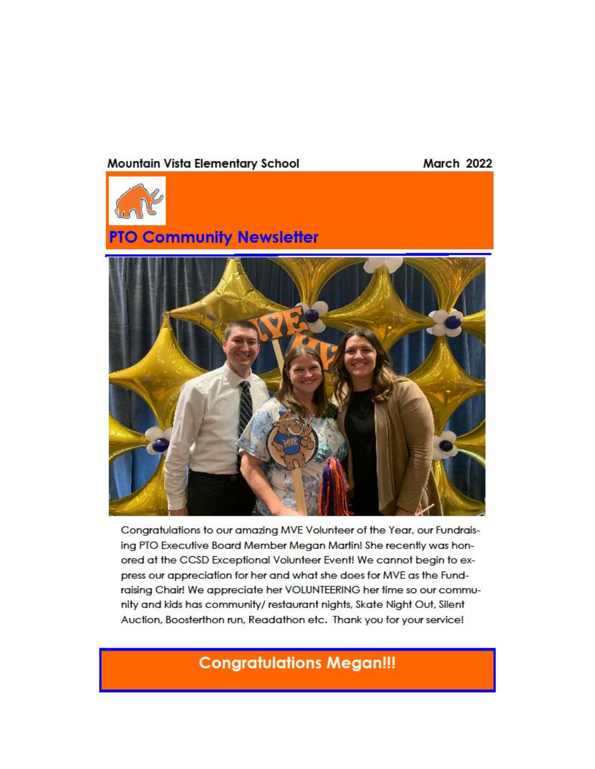Mountain Vista Elementary School

March 2022

## PTO Community Newsletter

Congratulations to our amazing MVE Volunteer of the Year, our Fundraising PTO Executive Board Member Megan Martin! She recently was honored at the CCSD Exceptional Volunteer Event! We cannot begin to express our appreciation for her and what she does for MVE as the Fundraising Chair! We appreciate her VOLUNTEERING her time so our community and kids has community/ restaurant nights, Skate Night Out, Silent Auction, Boosterthon run, Readathon etc. Thank you for your service!

## Congratulations Megan!!!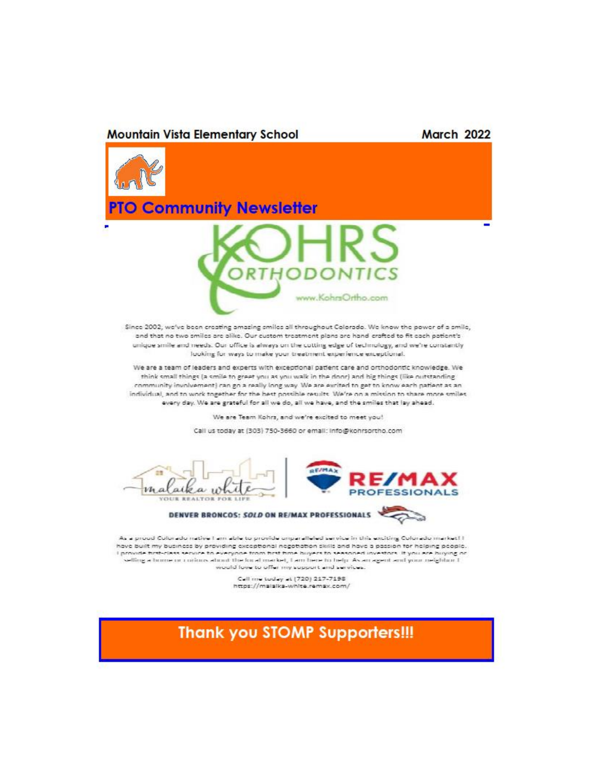**Mountain Vista Elementary School** **March 2022**

## PTO Community Newsletter

# KOHRS ORTHODONTICS

www.KohrsOrtho.com

Since 2002, we've been creating amazing smiles all throughout Colorado. We know the power of a smile, and that no two smiles are alike. Our custom treatment plans are hand crafted to fit each patient's unique smile and needs. Our office is always on the cutting edge of technology, and we're constantly looking for ways to make your treatment experience exceptional.

We are a team of leaders and experts with exceptional patient care and orthodontic knowledge. We think small things (a smile to greet you as you walk in the door) and big things (like outstanding community involvement) can go a really long way. We are excited to get to know each patient as an individual, and to work together for the best possible results. We're on a mission to share more smiles every day. We are grateful for all we do, all we have, and the smiles that lay ahead.

We are Team Kohrs, and we're excited to meet you!

Call us today at (303) 750-3660 or email: info@kohrsortho.com

malaika white — YOUR REALTOR FOR LIFE | RE/MAX PROFESSIONALS

**DENVER BRONCOS: *SOLD* ON RE/MAX PROFESSIONALS**

As a proud Colorado native I am able to provide unparalleled service in this exciting Colorado market! I have built my business by providing exceptional negotiation skills and have a passion for helping people. I provide first-class service to everyone from first time buyers to seasoned investors. If you are buying or selling a home or curious about the local market, I am here to help. As an agent and your neighbor I would love to offer my support and services.

Call me today at (720) 217-7198
https://malaika-white.remax.com/

## Thank you STOMP Supporters!!!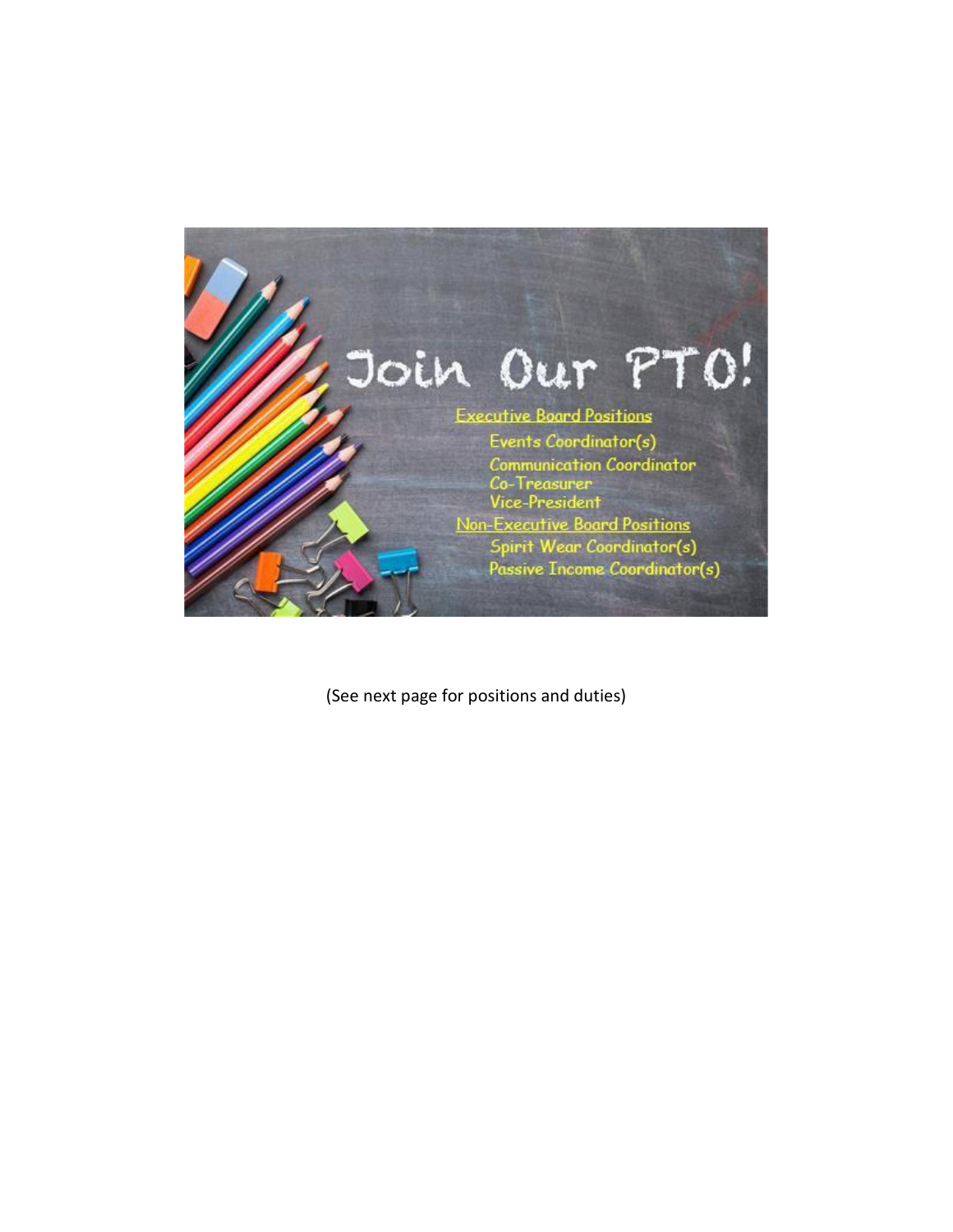# Join Our PTO!

Executive Board Positions

- Events Coordinator(s)
- Communication Coordinator
- Co-Treasurer
- Vice-President

Non-Executive Board Positions

- Spirit Wear Coordinator(s)
- Passive Income Coordinator(s)

(See next page for positions and duties)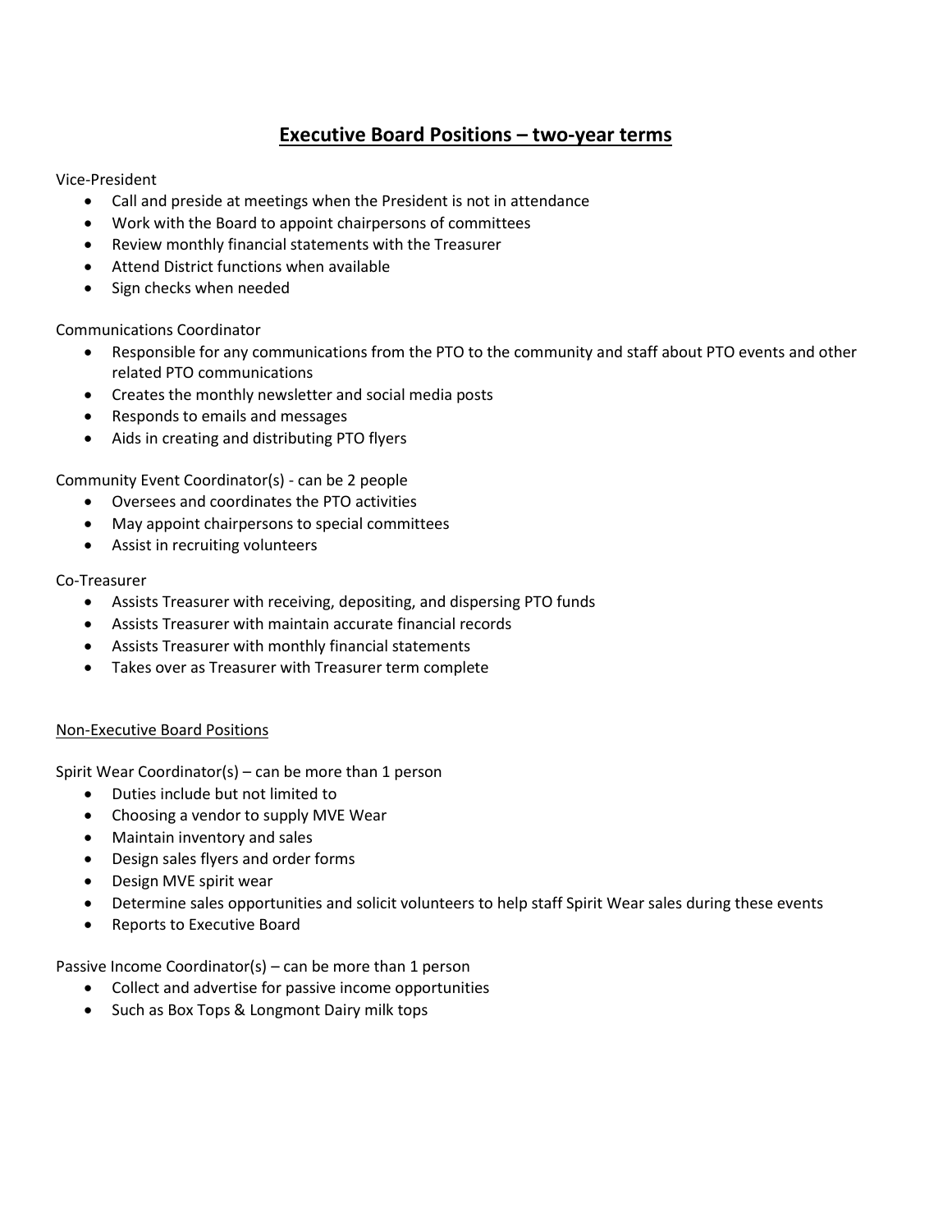## **Executive Board Positions – two-year terms**

Vice-President

- Call and preside at meetings when the President is not in attendance
- Work with the Board to appoint chairpersons of committees
- Review monthly financial statements with the Treasurer
- Attend District functions when available
- Sign checks when needed

Communications Coordinator

- Responsible for any communications from the PTO to the community and staff about PTO events and other related PTO communications
- Creates the monthly newsletter and social media posts
- Responds to emails and messages
- Aids in creating and distributing PTO flyers

Community Event Coordinator(s) - can be 2 people

- Oversees and coordinates the PTO activities
- May appoint chairpersons to special committees
- Assist in recruiting volunteers

Co-Treasurer

- Assists Treasurer with receiving, depositing, and dispersing PTO funds
- Assists Treasurer with maintain accurate financial records
- Assists Treasurer with monthly financial statements
- Takes over as Treasurer with Treasurer term complete

<u>Non-Executive Board Positions</u>

Spirit Wear Coordinator(s) – can be more than 1 person

- Duties include but not limited to
- Choosing a vendor to supply MVE Wear
- Maintain inventory and sales
- Design sales flyers and order forms
- Design MVE spirit wear
- Determine sales opportunities and solicit volunteers to help staff Spirit Wear sales during these events
- Reports to Executive Board

Passive Income Coordinator(s) – can be more than 1 person

- Collect and advertise for passive income opportunities
- Such as Box Tops & Longmont Dairy milk tops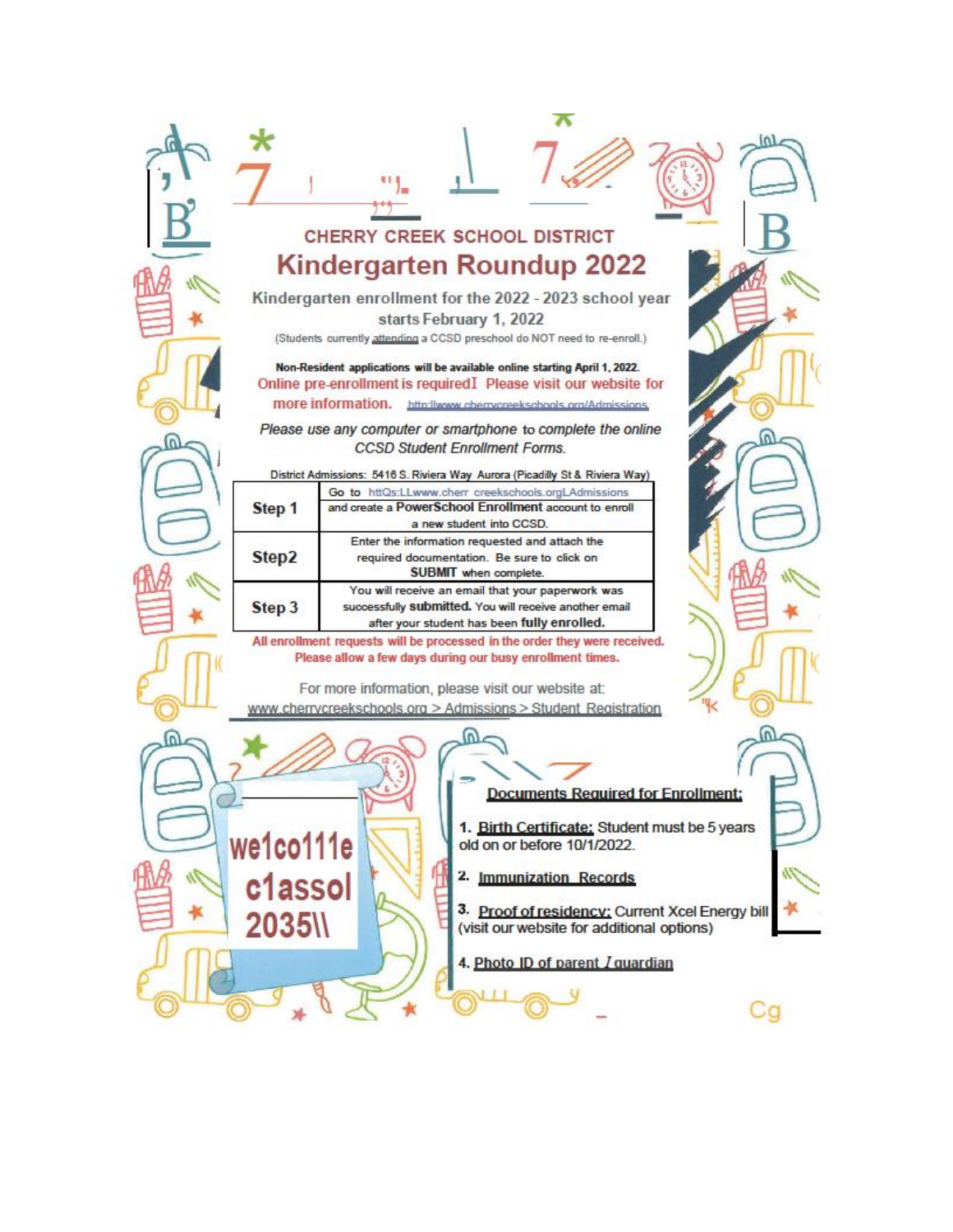## CHERRY CREEK SCHOOL DISTRICT

# Kindergarten Roundup 2022

**Kindergarten enrollment for the 2022 - 2023 school year starts February 1, 2022**

(Students currently attending a CCSD preschool do NOT need to re-enroll.)

**Non-Resident applications will be available online starting April 1, 2022.**

**Online pre-enrollment is required! Please visit our website for more information.** http://www.cherrycreekschools.org/Admissions

*Please use any computer or smartphone to complete the online CCSD Student Enrollment Forms.*

District Admissions: 5416 S. Riviera Way Aurora (Picadilly St & Riviera Way)

| | |
|---|---|
| **Step 1** | Go to https://www.cherrycreekschools.org/Admissions and create a **PowerSchool Enrollment** account to enroll a new student into CCSD. |
| **Step2** | Enter the information requested and attach the required documentation. Be sure to click on **SUBMIT** when complete. |
| **Step 3** | You will receive an email that your paperwork was successfully **submitted.** You will receive another email after your student has been **fully enrolled.** |

**All enrollment requests will be processed in the order they were received. Please allow a few days during our busy enrollment times.**

For more information, please visit our website at: www.cherrycreekschools.org > Admissions > Student Registration

welcome class of 2035!

**Documents Required for Enrollment:**

1. **Birth Certificate:** Student must be 5 years old on or before 10/1/2022.
2. **Immunization Records**
3. **Proof of residency:** Current Xcel Energy bill (visit our website for additional options)
4. **Photo ID of parent / guardian**